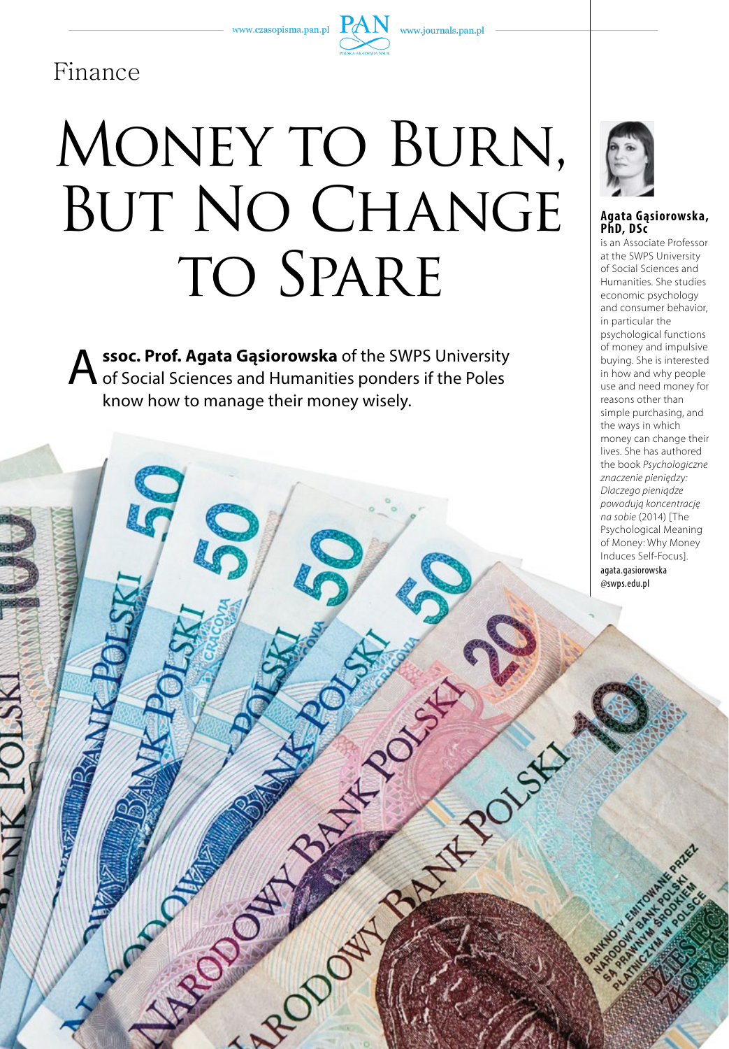Finance

# Money to Burn, But No Change to Spare

**Assoc. Prof. Agata Gąsiorowska** of the SWPS University of Social Sciences and Humanities ponders if the Poles know how to manage their money wisely.

**Agata Gąsiorowska, PhD, DSc**
is an Associate Professor at the SWPS University of Social Sciences and Humanities. She studies economic psychology and consumer behavior, in particular the psychological functions of money and impulsive buying. She is interested in how and why people use and need money for reasons other than simple purchasing, and the ways in which money can change their lives. She has authored the book *Psychologiczne znaczenie pieniędzy: Dlaczego pieniądze powodują koncentrację na sobie* (2014) [The Psychological Meaning of Money: Why Money Induces Self-Focus].
agata.gasiorowska@swps.edu.pl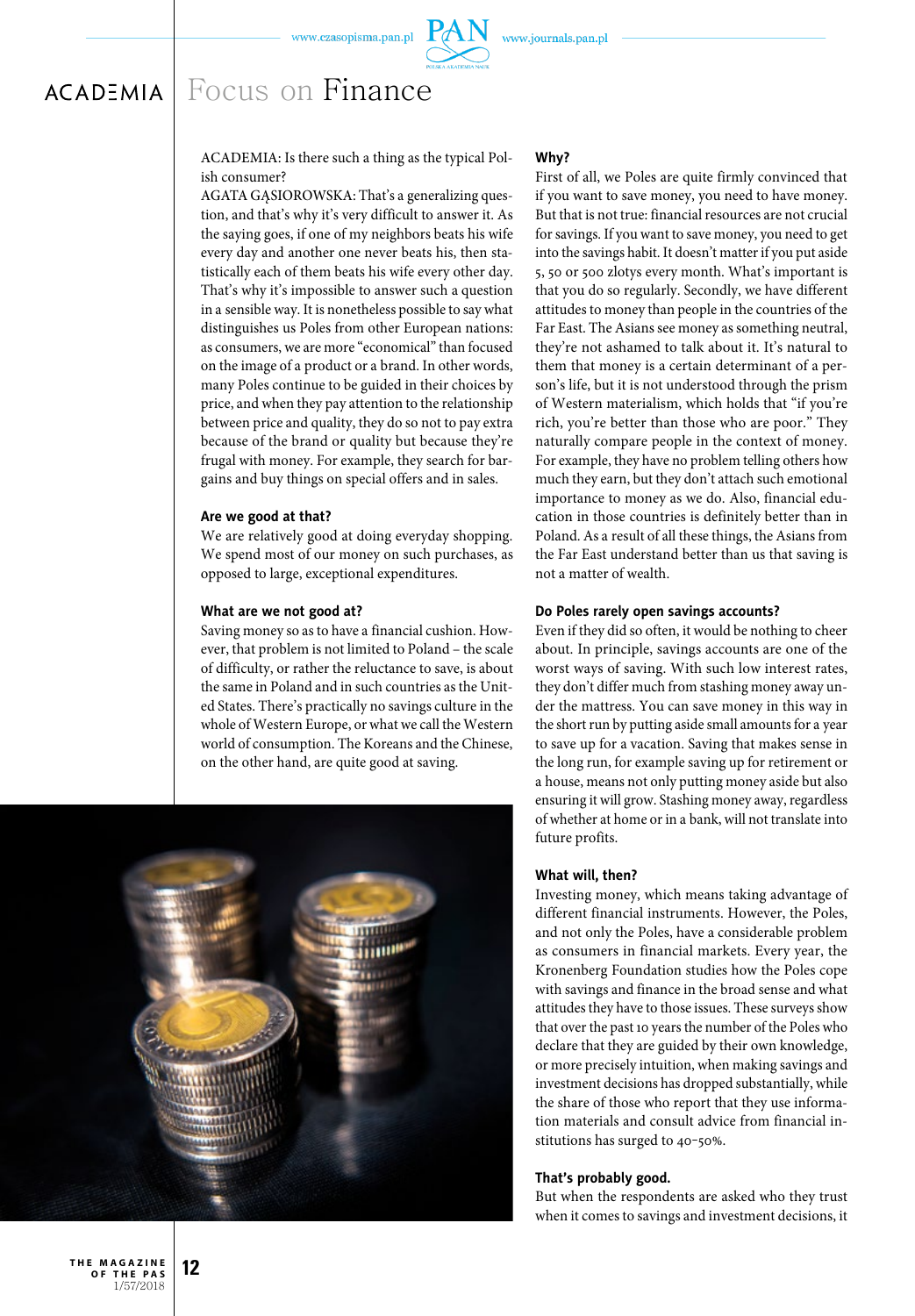# Focus on Finance

ACADEMIA: Is there such a thing as the typical Polish consumer?

AGATA GĄSIOROWSKA: That's a generalizing question, and that's why it's very difficult to answer it. As the saying goes, if one of my neighbors beats his wife every day and another one never beats his, then statistically each of them beats his wife every other day. That's why it's impossible to answer such a question in a sensible way. It is nonetheless possible to say what distinguishes us Poles from other European nations: as consumers, we are more "economical" than focused on the image of a product or a brand. In other words, many Poles continue to be guided in their choices by price, and when they pay attention to the relationship between price and quality, they do so not to pay extra because of the brand or quality but because they're frugal with money. For example, they search for bargains and buy things on special offers and in sales.

**Are we good at that?**

We are relatively good at doing everyday shopping. We spend most of our money on such purchases, as opposed to large, exceptional expenditures.

**What are we not good at?**

Saving money so as to have a financial cushion. However, that problem is not limited to Poland – the scale of difficulty, or rather the reluctance to save, is about the same in Poland and in such countries as the United States. There's practically no savings culture in the whole of Western Europe, or what we call the Western world of consumption. The Koreans and the Chinese, on the other hand, are quite good at saving.

**Why?**

First of all, we Poles are quite firmly convinced that if you want to save money, you need to have money. But that is not true: financial resources are not crucial for savings. If you want to save money, you need to get into the savings habit. It doesn't matter if you put aside 5, 50 or 500 zlotys every month. What's important is that you do so regularly. Secondly, we have different attitudes to money than people in the countries of the Far East. The Asians see money as something neutral, they're not ashamed to talk about it. It's natural to them that money is a certain determinant of a person's life, but it is not understood through the prism of Western materialism, which holds that "if you're rich, you're better than those who are poor." They naturally compare people in the context of money. For example, they have no problem telling others how much they earn, but they don't attach such emotional importance to money as we do. Also, financial education in those countries is definitely better than in Poland. As a result of all these things, the Asians from the Far East understand better than us that saving is not a matter of wealth.

**Do Poles rarely open savings accounts?**

Even if they did so often, it would be nothing to cheer about. In principle, savings accounts are one of the worst ways of saving. With such low interest rates, they don't differ much from stashing money away under the mattress. You can save money in this way in the short run by putting aside small amounts for a year to save up for a vacation. Saving that makes sense in the long run, for example saving up for retirement or a house, means not only putting money aside but also ensuring it will grow. Stashing money away, regardless of whether at home or in a bank, will not translate into future profits.

**What will, then?**

Investing money, which means taking advantage of different financial instruments. However, the Poles, and not only the Poles, have a considerable problem as consumers in financial markets. Every year, the Kronenberg Foundation studies how the Poles cope with savings and finance in the broad sense and what attitudes they have to those issues. These surveys show that over the past 10 years the number of the Poles who declare that they are guided by their own knowledge, or more precisely intuition, when making savings and investment decisions has dropped substantially, while the share of those who report that they use information materials and consult advice from financial institutions has surged to 40–50%.

**That's probably good.**

But when the respondents are asked who they trust when it comes to savings and investment decisions, it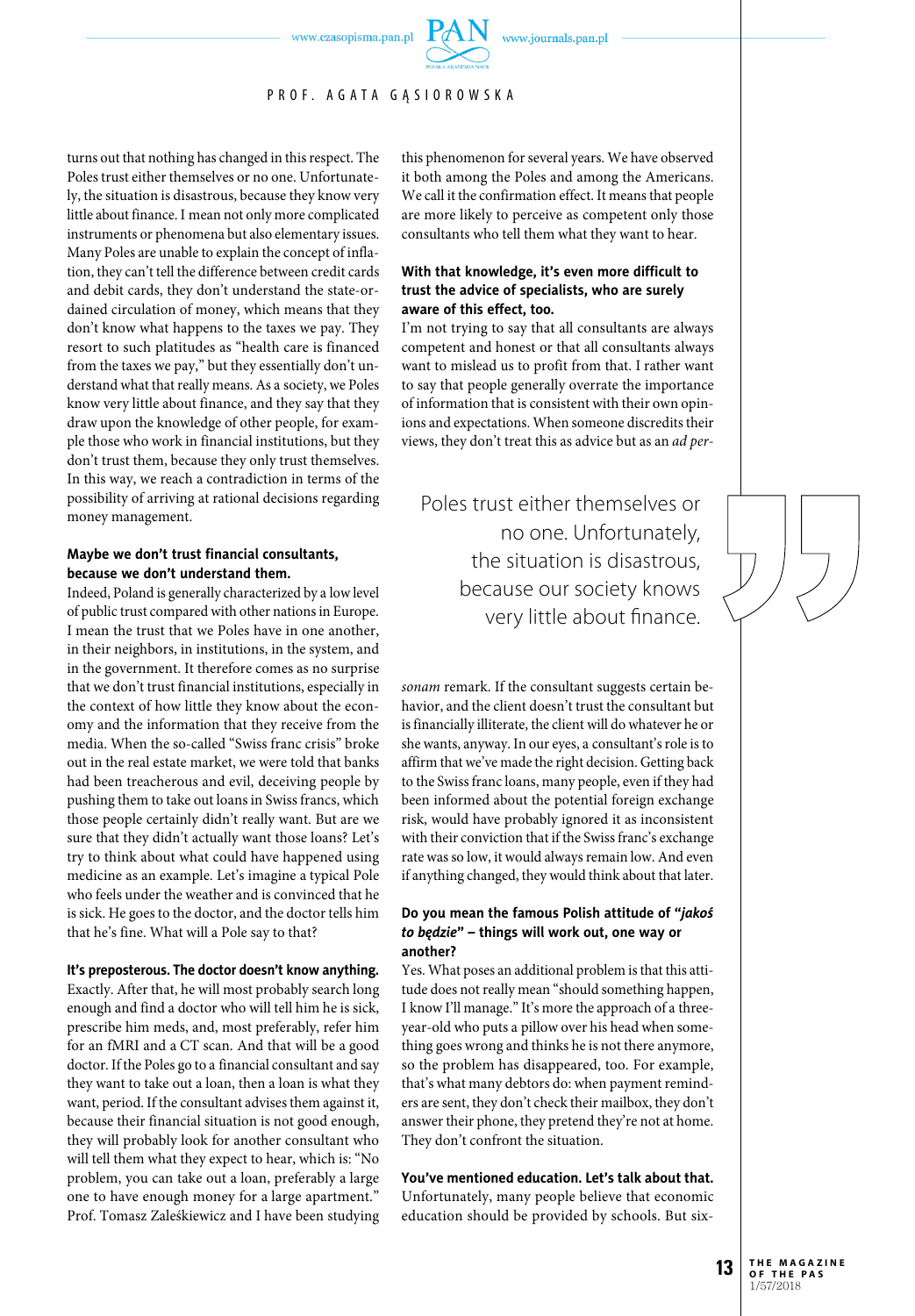turns out that nothing has changed in this respect. The Poles trust either themselves or no one. Unfortunately, the situation is disastrous, because they know very little about finance. I mean not only more complicated instruments or phenomena but also elementary issues. Many Poles are unable to explain the concept of inflation, they can't tell the difference between credit cards and debit cards, they don't understand the state-ordained circulation of money, which means that they don't know what happens to the taxes we pay. They resort to such platitudes as "health care is financed from the taxes we pay," but they essentially don't understand what that really means. As a society, we Poles know very little about finance, and they say that they draw upon the knowledge of other people, for example those who work in financial institutions, but they don't trust them, because they only trust themselves. In this way, we reach a contradiction in terms of the possibility of arriving at rational decisions regarding money management.

**Maybe we don't trust financial consultants, because we don't understand them.**

Indeed, Poland is generally characterized by a low level of public trust compared with other nations in Europe. I mean the trust that we Poles have in one another, in their neighbors, in institutions, in the system, and in the government. It therefore comes as no surprise that we don't trust financial institutions, especially in the context of how little they know about the economy and the information that they receive from the media. When the so-called "Swiss franc crisis" broke out in the real estate market, we were told that banks had been treacherous and evil, deceiving people by pushing them to take out loans in Swiss francs, which those people certainly didn't really want. But are we sure that they didn't actually want those loans? Let's try to think about what could have happened using medicine as an example. Let's imagine a typical Pole who feels under the weather and is convinced that he is sick. He goes to the doctor, and the doctor tells him that he's fine. What will a Pole say to that?

**It's preposterous. The doctor doesn't know anything.**

Exactly. After that, he will most probably search long enough and find a doctor who will tell him he is sick, prescribe him meds, and, most preferably, refer him for an fMRI and a CT scan. And that will be a good doctor. If the Poles go to a financial consultant and say they want to take out a loan, then a loan is what they want, period. If the consultant advises them against it, because their financial situation is not good enough, they will probably look for another consultant who will tell them what they expect to hear, which is: "No problem, you can take out a loan, preferably a large one to have enough money for a large apartment." Prof. Tomasz Zaleśkiewicz and I have been studying this phenomenon for several years. We have observed it both among the Poles and among the Americans. We call it the confirmation effect. It means that people are more likely to perceive as competent only those consultants who tell them what they want to hear.

**With that knowledge, it's even more difficult to trust the advice of specialists, who are surely aware of this effect, too.**

I'm not trying to say that all consultants are always competent and honest or that all consultants always want to mislead us to profit from that. I rather want to say that people generally overrate the importance of information that is consistent with their own opinions and expectations. When someone discredits their views, they don't treat this as advice but as an *ad personam* remark. If the consultant suggests certain behavior, and the client doesn't trust the consultant but is financially illiterate, the client will do whatever he or she wants, anyway. In our eyes, a consultant's role is to affirm that we've made the right decision. Getting back to the Swiss franc loans, many people, even if they had been informed about the potential foreign exchange risk, would have probably ignored it as inconsistent with their conviction that if the Swiss franc's exchange rate was so low, it would always remain low. And even if anything changed, they would think about that later.

> Poles trust either themselves or no one. Unfortunately, the situation is disastrous, because our society knows very little about finance.

**Do you mean the famous Polish attitude of "*jakoś to będzie*" – things will work out, one way or another?**

Yes. What poses an additional problem is that this attitude does not really mean "should something happen, I know I'll manage." It's more the approach of a three-year-old who puts a pillow over his head when something goes wrong and thinks he is not there anymore, so the problem has disappeared, too. For example, that's what many debtors do: when payment reminders are sent, they don't check their mailbox, they don't answer their phone, they pretend they're not at home. They don't confront the situation.

**You've mentioned education. Let's talk about that.**

Unfortunately, many people believe that economic education should be provided by schools. But six-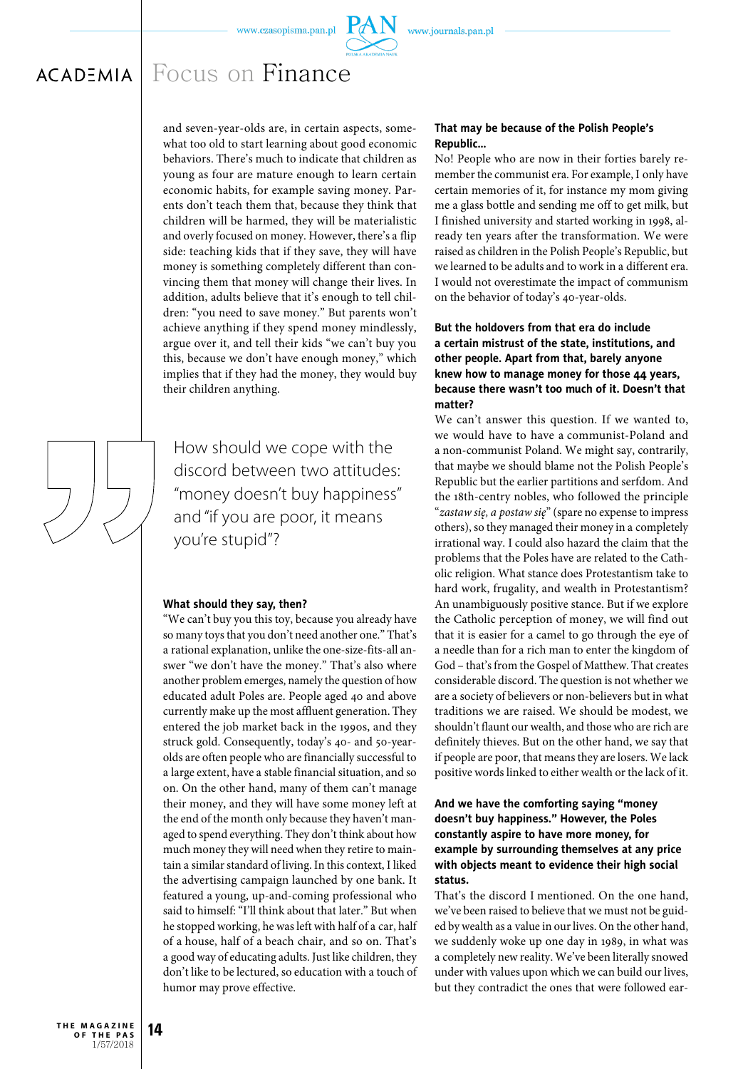and seven-year-olds are, in certain aspects, somewhat too old to start learning about good economic behaviors. There's much to indicate that children as young as four are mature enough to learn certain economic habits, for example saving money. Parents don't teach them that, because they think that children will be harmed, they will be materialistic and overly focused on money. However, there's a flip side: teaching kids that if they save, they will have money is something completely different than convincing them that money will change their lives. In addition, adults believe that it's enough to tell children: "you need to save money." But parents won't achieve anything if they spend money mindlessly, argue over it, and tell their kids "we can't buy you this, because we don't have enough money," which implies that if they had the money, they would buy their children anything.

> How should we cope with the discord between two attitudes: "money doesn't buy happiness" and "if you are poor, it means you're stupid"?

**What should they say, then?**

"We can't buy you this toy, because you already have so many toys that you don't need another one." That's a rational explanation, unlike the one-size-fits-all answer "we don't have the money." That's also where another problem emerges, namely the question of how educated adult Poles are. People aged 40 and above currently make up the most affluent generation. They entered the job market back in the 1990s, and they struck gold. Consequently, today's 40- and 50-year-olds are often people who are financially successful to a large extent, have a stable financial situation, and so on. On the other hand, many of them can't manage their money, and they will have some money left at the end of the month only because they haven't managed to spend everything. They don't think about how much money they will need when they retire to maintain a similar standard of living. In this context, I liked the advertising campaign launched by one bank. It featured a young, up-and-coming professional who said to himself: "I'll think about that later." But when he stopped working, he was left with half of a car, half of a house, half of a beach chair, and so on. That's a good way of educating adults. Just like children, they don't like to be lectured, so education with a touch of humor may prove effective.

**That may be because of the Polish People's Republic...**

No! People who are now in their forties barely remember the communist era. For example, I only have certain memories of it, for instance my mom giving me a glass bottle and sending me off to get milk, but I finished university and started working in 1998, already ten years after the transformation. We were raised as children in the Polish People's Republic, but we learned to be adults and to work in a different era. I would not overestimate the impact of communism on the behavior of today's 40-year-olds.

**But the holdovers from that era do include a certain mistrust of the state, institutions, and other people. Apart from that, barely anyone knew how to manage money for those 44 years, because there wasn't too much of it. Doesn't that matter?**

We can't answer this question. If we wanted to, we would have to have a communist-Poland and a non-communist Poland. We might say, contrarily, that maybe we should blame not the Polish People's Republic but the earlier partitions and serfdom. And the 18th-centry nobles, who followed the principle "*zastaw się, a postaw się*" (spare no expense to impress others), so they managed their money in a completely irrational way. I could also hazard the claim that the problems that the Poles have are related to the Catholic religion. What stance does Protestantism take to hard work, frugality, and wealth in Protestantism? An unambiguously positive stance. But if we explore the Catholic perception of money, we will find out that it is easier for a camel to go through the eye of a needle than for a rich man to enter the kingdom of God – that's from the Gospel of Matthew. That creates considerable discord. The question is not whether we are a society of believers or non-believers but in what traditions we are raised. We should be modest, we shouldn't flaunt our wealth, and those who are rich are definitely thieves. But on the other hand, we say that if people are poor, that means they are losers. We lack positive words linked to either wealth or the lack of it.

**And we have the comforting saying "money doesn't buy happiness." However, the Poles constantly aspire to have more money, for example by surrounding themselves at any price with objects meant to evidence their high social status.**

That's the discord I mentioned. On the one hand, we've been raised to believe that we must not be guided by wealth as a value in our lives. On the other hand, we suddenly woke up one day in 1989, in what was a completely new reality. We've been literally snowed under with values upon which we can build our lives, but they contradict the ones that were followed ear-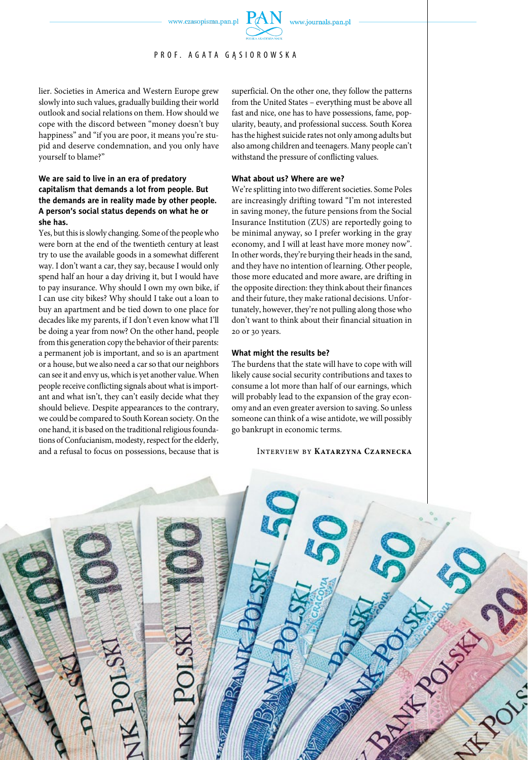lier. Societies in America and Western Europe grew slowly into such values, gradually building their world outlook and social relations on them. How should we cope with the discord between "money doesn't buy happiness" and "if you are poor, it means you're stupid and deserve condemnation, and you only have yourself to blame?"

**We are said to live in an era of predatory capitalism that demands a lot from people. But the demands are in reality made by other people. A person's social status depends on what he or she has.**

Yes, but this is slowly changing. Some of the people who were born at the end of the twentieth century at least try to use the available goods in a somewhat different way. I don't want a car, they say, because I would only spend half an hour a day driving it, but I would have to pay insurance. Why should I own my own bike, if I can use city bikes? Why should I take out a loan to buy an apartment and be tied down to one place for decades like my parents, if I don't even know what I'll be doing a year from now? On the other hand, people from this generation copy the behavior of their parents: a permanent job is important, and so is an apartment or a house, but we also need a car so that our neighbors can see it and envy us, which is yet another value. When people receive conflicting signals about what is important and what isn't, they can't easily decide what they should believe. Despite appearances to the contrary, we could be compared to South Korean society. On the one hand, it is based on the traditional religious foundations of Confucianism, modesty, respect for the elderly, and a refusal to focus on possessions, because that is superficial. On the other one, they follow the patterns from the United States – everything must be above all fast and nice, one has to have possessions, fame, popularity, beauty, and professional success. South Korea has the highest suicide rates not only among adults but also among children and teenagers. Many people can't withstand the pressure of conflicting values.

**What about us? Where are we?**

We're splitting into two different societies. Some Poles are increasingly drifting toward "I'm not interested in saving money, the future pensions from the Social Insurance Institution (ZUS) are reportedly going to be minimal anyway, so I prefer working in the gray economy, and I will at least have more money now". In other words, they're burying their heads in the sand, and they have no intention of learning. Other people, those more educated and more aware, are drifting in the opposite direction: they think about their finances and their future, they make rational decisions. Unfortunately, however, they're not pulling along those who don't want to think about their financial situation in 20 or 30 years.

**What might the results be?**

The burdens that the state will have to cope with will likely cause social security contributions and taxes to consume a lot more than half of our earnings, which will probably lead to the expansion of the gray economy and an even greater aversion to saving. So unless someone can think of a wise antidote, we will possibly go bankrupt in economic terms.

Interview by **Katarzyna Czarnecka**